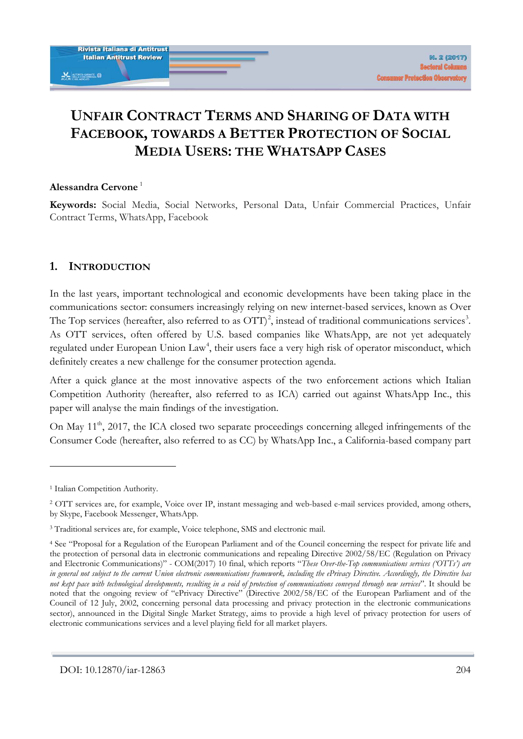# Unfair Contract Terms and Sharing of Data with Facebook, towards a Better Protection of Social Media Users: the WhatsApp Cases

**Alessandra Cervone** [1]

**Keywords:** Social Media, Social Networks, Personal Data, Unfair Commercial Practices, Unfair Contract Terms, WhatsApp, Facebook

## 1. Introduction

In the last years, important technological and economic developments have been taking place in the communications sector: consumers increasingly relying on new internet-based services, known as Over The Top services (hereafter, also referred to as OTT)[2], instead of traditional communications services[3]. As OTT services, often offered by U.S. based companies like WhatsApp, are not yet adequately regulated under European Union Law[4], their users face a very high risk of operator misconduct, which definitely creates a new challenge for the consumer protection agenda.

After a quick glance at the most innovative aspects of the two enforcement actions which Italian Competition Authority (hereafter, also referred to as ICA) carried out against WhatsApp Inc., this paper will analyse the main findings of the investigation.

On May 11th, 2017, the ICA closed two separate proceedings concerning alleged infringements of the Consumer Code (hereafter, also referred to as CC) by WhatsApp Inc., a California-based company part

---

[1] Italian Competition Authority.

[2] OTT services are, for example, Voice over IP, instant messaging and web-based e-mail services provided, among others, by Skype, Facebook Messenger, WhatsApp.

[3] Traditional services are, for example, Voice telephone, SMS and electronic mail.

[4] See "Proposal for a Regulation of the European Parliament and of the Council concerning the respect for private life and the protection of personal data in electronic communications and repealing Directive 2002/58/EC (Regulation on Privacy and Electronic Communications)" - COM(2017) 10 final, which reports "*These Over-the-Top communications services ('OTTs') are in general not subject to the current Union electronic communications framework, including the ePrivacy Directive. Accordingly, the Directive has not kept pace with technological developments, resulting in a void of protection of communications conveyed through new services*". It should be noted that the ongoing review of "ePrivacy Directive" (Directive 2002/58/EC of the European Parliament and of the Council of 12 July, 2002, concerning personal data processing and privacy protection in the electronic communications sector), announced in the Digital Single Market Strategy, aims to provide a high level of privacy protection for users of electronic communications services and a level playing field for all market players.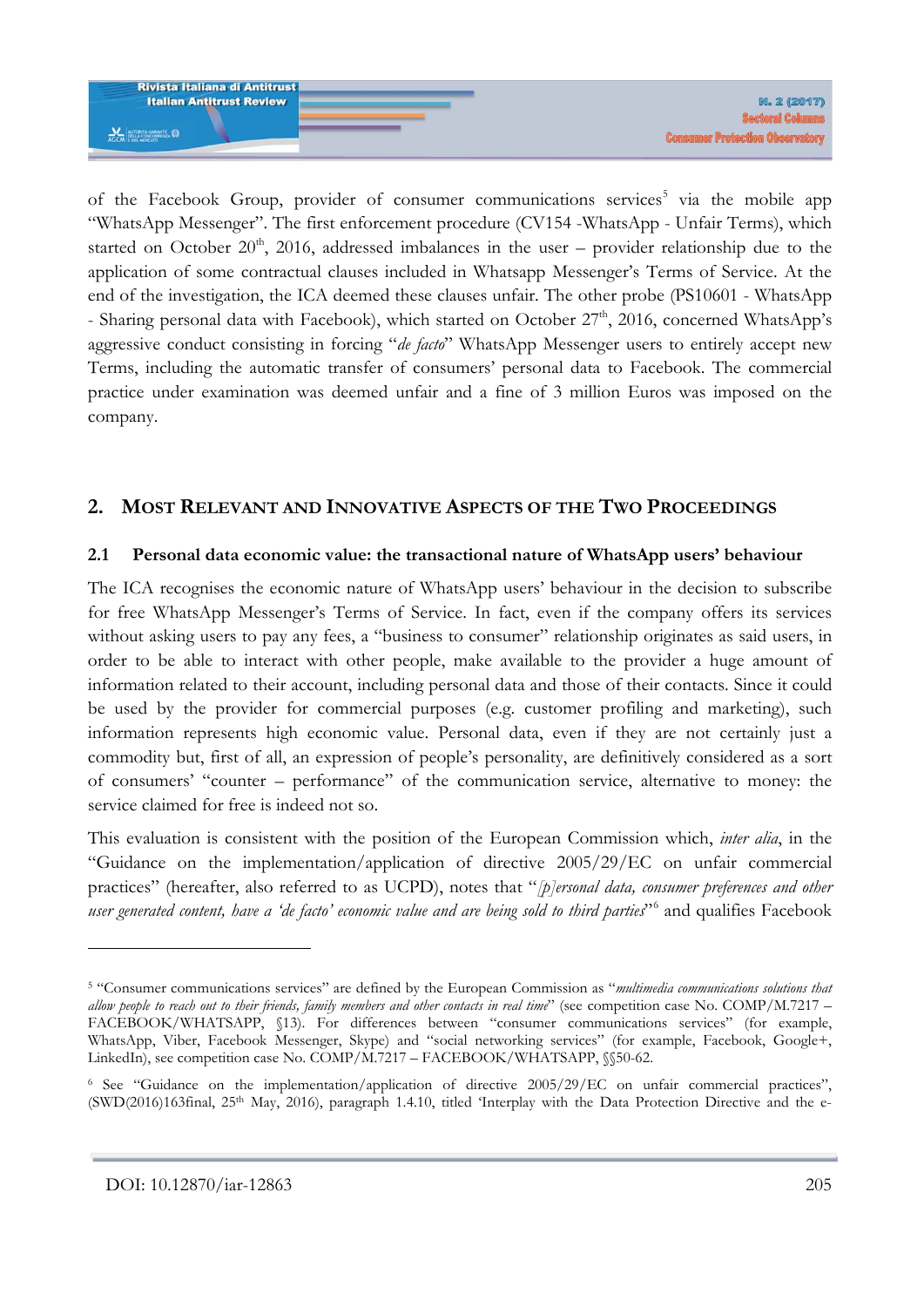of the Facebook Group, provider of consumer communications services[5] via the mobile app "WhatsApp Messenger". The first enforcement procedure (CV154 -WhatsApp - Unfair Terms), which started on October 20th, 2016, addressed imbalances in the user – provider relationship due to the application of some contractual clauses included in Whatsapp Messenger's Terms of Service. At the end of the investigation, the ICA deemed these clauses unfair. The other probe (PS10601 - WhatsApp - Sharing personal data with Facebook), which started on October 27th, 2016, concerned WhatsApp's aggressive conduct consisting in forcing "*de facto*" WhatsApp Messenger users to entirely accept new Terms, including the automatic transfer of consumers' personal data to Facebook. The commercial practice under examination was deemed unfair and a fine of 3 million Euros was imposed on the company.

## 2. Most Relevant and Innovative Aspects of the Two Proceedings

### 2.1 Personal data economic value: the transactional nature of WhatsApp users' behaviour

The ICA recognises the economic nature of WhatsApp users' behaviour in the decision to subscribe for free WhatsApp Messenger's Terms of Service. In fact, even if the company offers its services without asking users to pay any fees, a "business to consumer" relationship originates as said users, in order to be able to interact with other people, make available to the provider a huge amount of information related to their account, including personal data and those of their contacts. Since it could be used by the provider for commercial purposes (e.g. customer profiling and marketing), such information represents high economic value. Personal data, even if they are not certainly just a commodity but, first of all, an expression of people's personality, are definitively considered as a sort of consumers' "counter – performance" of the communication service, alternative to money: the service claimed for free is indeed not so.

This evaluation is consistent with the position of the European Commission which, *inter alia*, in the "Guidance on the implementation/application of directive 2005/29/EC on unfair commercial practices" (hereafter, also referred to as UCPD), notes that "*[p]ersonal data, consumer preferences and other user generated content, have a 'de facto' economic value and are being sold to third parties*"[6] and qualifies Facebook

---

[5] "Consumer communications services" are defined by the European Commission as "*multimedia communications solutions that allow people to reach out to their friends, family members and other contacts in real time*" (see competition case No. COMP/M.7217 – FACEBOOK/WHATSAPP, §13). For differences between "consumer communications services" (for example, WhatsApp, Viber, Facebook Messenger, Skype) and "social networking services" (for example, Facebook, Google+, LinkedIn), see competition case No. COMP/M.7217 – FACEBOOK/WHATSAPP, §§50-62.

[6] See "Guidance on the implementation/application of directive 2005/29/EC on unfair commercial practices", (SWD(2016)163final, 25th May, 2016), paragraph 1.4.10, titled 'Interplay with the Data Protection Directive and the e-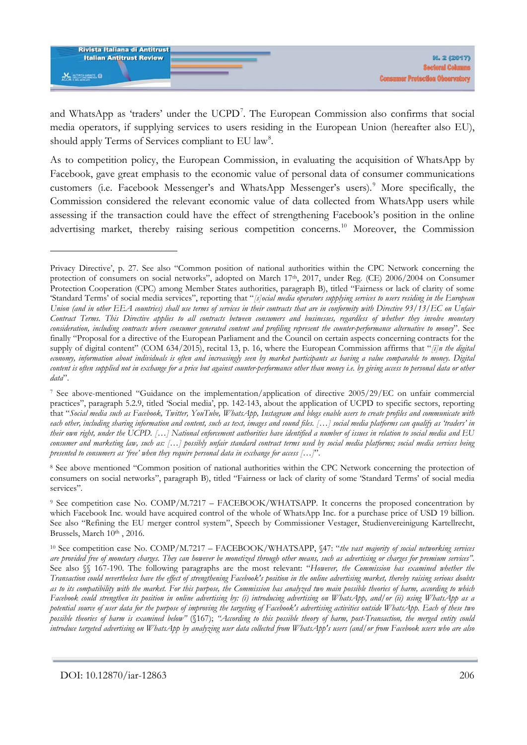and WhatsApp as 'traders' under the UCPD[7]. The European Commission also confirms that social media operators, if supplying services to users residing in the European Union (hereafter also EU), should apply Terms of Services compliant to EU law[8].

As to competition policy, the European Commission, in evaluating the acquisition of WhatsApp by Facebook, gave great emphasis to the economic value of personal data of consumer communications customers (i.e. Facebook Messenger's and WhatsApp Messenger's users).[9] More specifically, the Commission considered the relevant economic value of data collected from WhatsApp users while assessing if the transaction could have the effect of strengthening Facebook's position in the online advertising market, thereby raising serious competition concerns.[10] Moreover, the Commission

---

Privacy Directive', p. 27. See also "Common position of national authorities within the CPC Network concerning the protection of consumers on social networks", adopted on March 17th, 2017, under Reg. (CE) 2006/2004 on Consumer Protection Cooperation (CPC) among Member States authorities, paragraph B), titled "Fairness or lack of clarity of some 'Standard Terms' of social media services", reporting that "*[s]ocial media operators supplying services to users residing in the European Union (and in other EEA countries) shall use terms of services in their contracts that are in conformity with Directive 93/13/EC on Unfair Contract Terms. This Directive applies to all contracts between consumers and businesses, regardless of whether they involve monetary consideration, including contracts where consumer generated content and profiling represent the counter-performance alternative to money*". See finally "Proposal for a directive of the European Parliament and the Council on certain aspects concerning contracts for the supply of digital content" (COM 634/2015), recital 13, p. 16, where the European Commission affirms that "*[i]n the digital economy, information about individuals is often and increasingly seen by market participants as having a value comparable to money. Digital content is often supplied not in exchange for a price but against counter-performance other than money i.e. by giving access to personal data or other data*".

[7] See above-mentioned "Guidance on the implementation/application of directive 2005/29/EC on unfair commercial practices", paragraph 5.2.9, titled 'Social media', pp. 142-143, about the application of UCPD to specific sectors, reporting that "*Social media such as Facebook, Twitter, YouTube, WhatsApp, Instagram and blogs enable users to create profiles and communicate with each other, including sharing information and content, such as text, images and sound files. […] social media platforms can qualify as 'traders' in their own right, under the UCPD. […] National enforcement authorities have identified a number of issues in relation to social media and EU consumer and marketing law, such as: […] possibly unfair standard contract terms used by social media platforms; social media services being presented to consumers as 'free' when they require personal data in exchange for access […]*".

[8] See above mentioned "Common position of national authorities within the CPC Network concerning the protection of consumers on social networks", paragraph B), titled "Fairness or lack of clarity of some 'Standard Terms' of social media services".

[9] See competition case No. COMP/M.7217 – FACEBOOK/WHATSAPP. It concerns the proposed concentration by which Facebook Inc. would have acquired control of the whole of WhatsApp Inc. for a purchase price of USD 19 billion. See also "Refining the EU merger control system", Speech by Commissioner Vestager, Studienvereinigung Kartellrecht, Brussels, March 10th , 2016.

[10] See competition case No. COMP/M.7217 – FACEBOOK/WHATSAPP, §47: "*the vast majority of social networking services are provided free of monetary charges. They can however be monetized through other means, such as advertising or charges for premium services*". See also §§ 167-190. The following paragraphs are the most relevant: "*However, the Commission has examined whether the Transaction could nevertheless have the effect of strengthening Facebook's position in the online advertising market, thereby raising serious doubts as to its compatibility with the market. For this purpose, the Commission has analyzed two main possible theories of harm, according to which Facebook could strengthen its position in online advertising by: (i) introducing advertising on WhatsApp, and/or (ii) using WhatsApp as a potential source of user data for the purpose of improving the targeting of Facebook's advertising activities outside WhatsApp. Each of these two possible theories of harm is examined below*" (§167); "*According to this possible theory of harm, post-Transaction, the merged entity could introduce targeted advertising on WhatsApp by analyzing user data collected from WhatsApp's users (and/or from Facebook users who are also*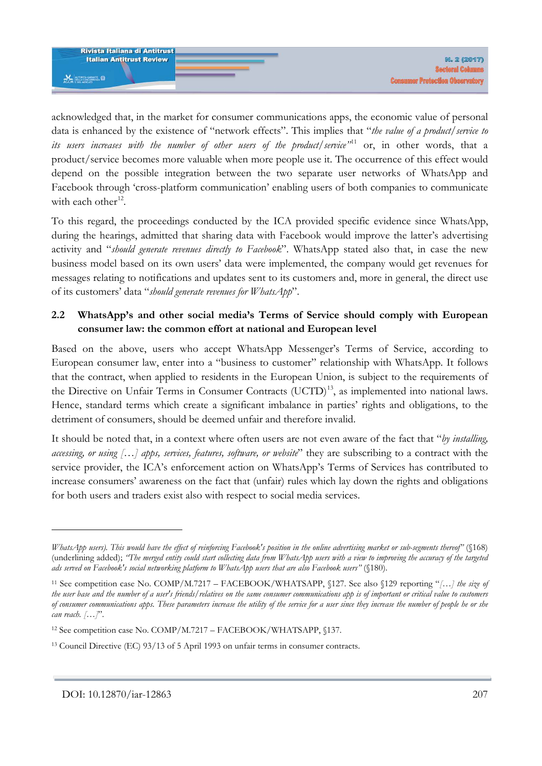acknowledged that, in the market for consumer communications apps, the economic value of personal data is enhanced by the existence of "network effects". This implies that "*the value of a product/service to its users increases with the number of other users of the product/service*"[11] or, in other words, that a product/service becomes more valuable when more people use it. The occurrence of this effect would depend on the possible integration between the two separate user networks of WhatsApp and Facebook through 'cross-platform communication' enabling users of both companies to communicate with each other[12].

To this regard, the proceedings conducted by the ICA provided specific evidence since WhatsApp, during the hearings, admitted that sharing data with Facebook would improve the latter's advertising activity and "*should generate revenues directly to Facebook*". WhatsApp stated also that, in case the new business model based on its own users' data were implemented, the company would get revenues for messages relating to notifications and updates sent to its customers and, more in general, the direct use of its customers' data "*should generate revenues for WhatsApp*".

## 2.2 WhatsApp's and other social media's Terms of Service should comply with European consumer law: the common effort at national and European level

Based on the above, users who accept WhatsApp Messenger's Terms of Service, according to European consumer law, enter into a "business to customer" relationship with WhatsApp. It follows that the contract, when applied to residents in the European Union, is subject to the requirements of the Directive on Unfair Terms in Consumer Contracts (UCTD)[13], as implemented into national laws. Hence, standard terms which create a significant imbalance in parties' rights and obligations, to the detriment of consumers, should be deemed unfair and therefore invalid.

It should be noted that, in a context where often users are not even aware of the fact that "*by installing, accessing, or using […] apps, services, features, software, or website*" they are subscribing to a contract with the service provider, the ICA's enforcement action on WhatsApp's Terms of Services has contributed to increase consumers' awareness on the fact that (unfair) rules which lay down the rights and obligations for both users and traders exist also with respect to social media services.

---

*WhatsApp users). This would have the effect of reinforcing Facebook's position in the online advertising market or sub-segments thereof*" (§168) (underlining added); "*The merged entity could start collecting data from WhatsApp users with a view to improving the accuracy of the targeted ads served on Facebook's social networking platform to WhatsApp users that are also Facebook users*" (§180).

[11] See competition case No. COMP/M.7217 – FACEBOOK/WHATSAPP, §127. See also §129 reporting "*[…] the size of the user base and the number of a user's friends/relatives on the same consumer communications app is of important or critical value to customers of consumer communications apps. These parameters increase the utility of the service for a user since they increase the number of people he or she can reach. […]*".

[12] See competition case No. COMP/M.7217 – FACEBOOK/WHATSAPP, §137.

[13] Council Directive (EC) 93/13 of 5 April 1993 on unfair terms in consumer contracts.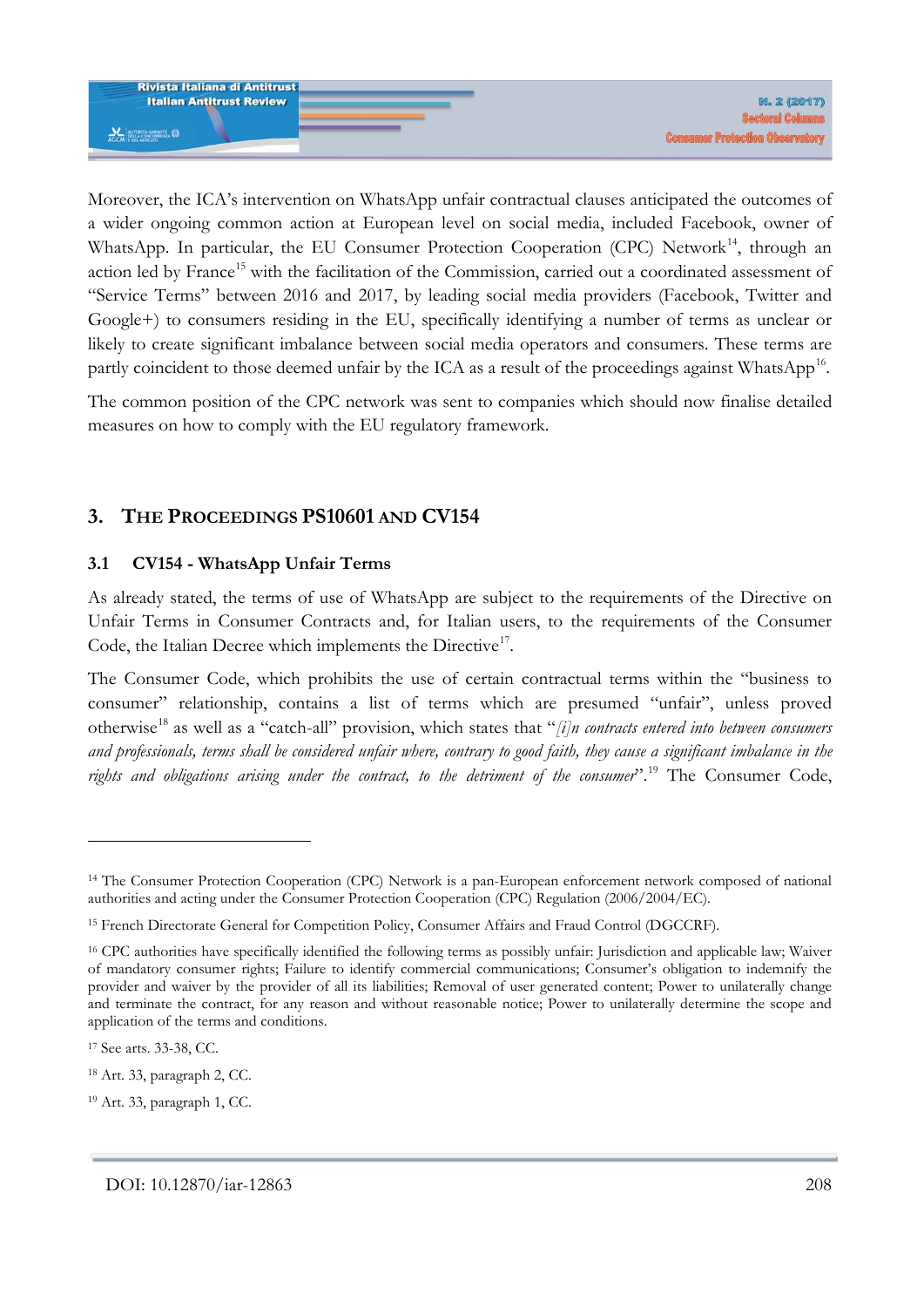Moreover, the ICA's intervention on WhatsApp unfair contractual clauses anticipated the outcomes of a wider ongoing common action at European level on social media, included Facebook, owner of WhatsApp. In particular, the EU Consumer Protection Cooperation (CPC) Network[14], through an action led by France[15] with the facilitation of the Commission, carried out a coordinated assessment of "Service Terms" between 2016 and 2017, by leading social media providers (Facebook, Twitter and Google+) to consumers residing in the EU, specifically identifying a number of terms as unclear or likely to create significant imbalance between social media operators and consumers. These terms are partly coincident to those deemed unfair by the ICA as a result of the proceedings against WhatsApp[16].

The common position of the CPC network was sent to companies which should now finalise detailed measures on how to comply with the EU regulatory framework.

## 3. The Proceedings PS10601 and CV154

### 3.1 CV154 - WhatsApp Unfair Terms

As already stated, the terms of use of WhatsApp are subject to the requirements of the Directive on Unfair Terms in Consumer Contracts and, for Italian users, to the requirements of the Consumer Code, the Italian Decree which implements the Directive[17].

The Consumer Code, which prohibits the use of certain contractual terms within the "business to consumer" relationship, contains a list of terms which are presumed "unfair", unless proved otherwise[18] as well as a "catch-all" provision, which states that "*[i]n contracts entered into between consumers and professionals, terms shall be considered unfair where, contrary to good faith, they cause a significant imbalance in the rights and obligations arising under the contract, to the detriment of the consumer*".[19] The Consumer Code,

---

[14] The Consumer Protection Cooperation (CPC) Network is a pan-European enforcement network composed of national authorities and acting under the Consumer Protection Cooperation (CPC) Regulation (2006/2004/EC).

[15] French Directorate General for Competition Policy, Consumer Affairs and Fraud Control (DGCCRF).

[16] CPC authorities have specifically identified the following terms as possibly unfair: Jurisdiction and applicable law; Waiver of mandatory consumer rights; Failure to identify commercial communications; Consumer's obligation to indemnify the provider and waiver by the provider of all its liabilities; Removal of user generated content; Power to unilaterally change and terminate the contract, for any reason and without reasonable notice; Power to unilaterally determine the scope and application of the terms and conditions.

[17] See arts. 33-38, CC.

[18] Art. 33, paragraph 2, CC.

[19] Art. 33, paragraph 1, CC.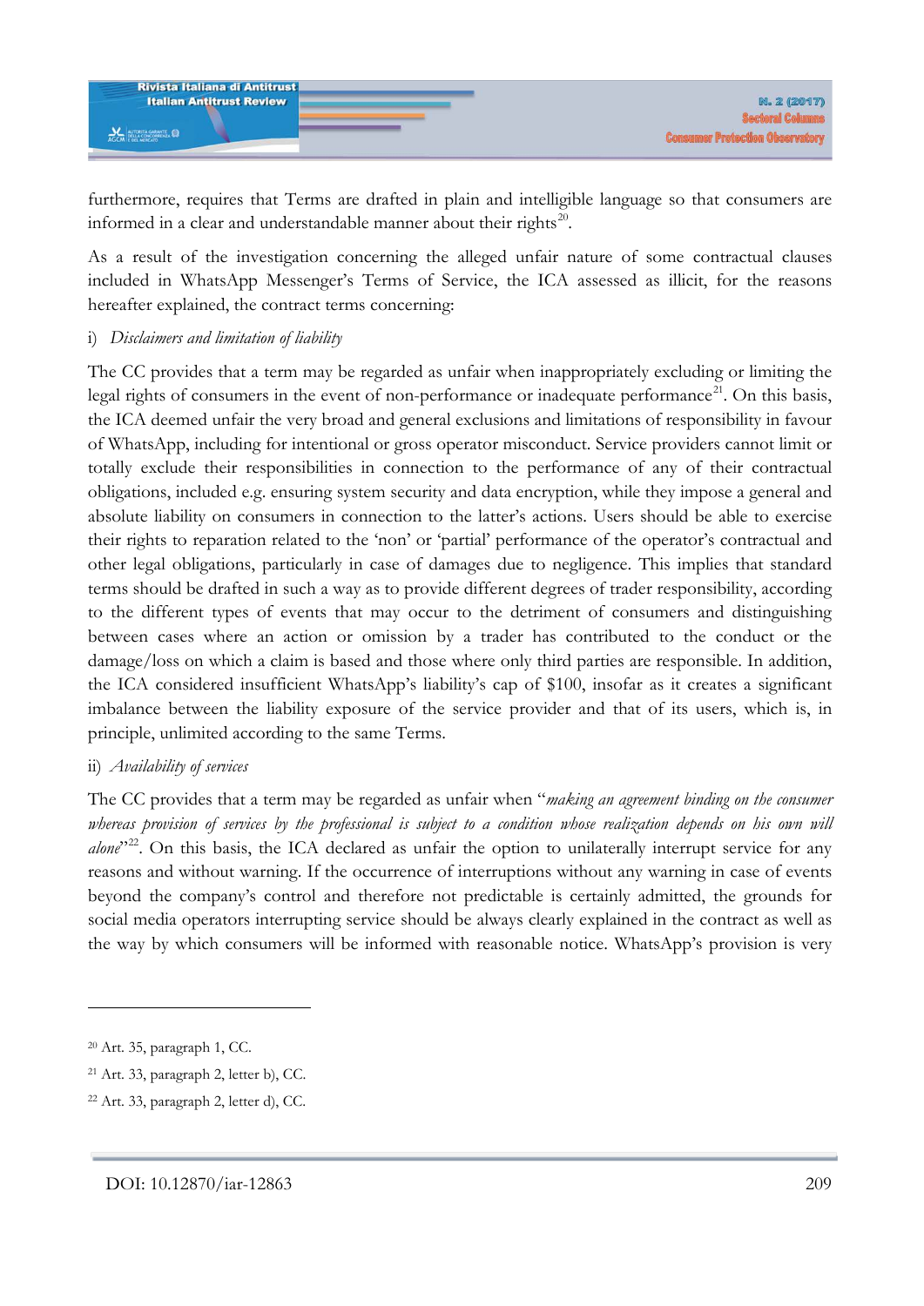furthermore, requires that Terms are drafted in plain and intelligible language so that consumers are informed in a clear and understandable manner about their rights[20].

As a result of the investigation concerning the alleged unfair nature of some contractual clauses included in WhatsApp Messenger's Terms of Service, the ICA assessed as illicit, for the reasons hereafter explained, the contract terms concerning:

i) *Disclaimers and limitation of liability*

The CC provides that a term may be regarded as unfair when inappropriately excluding or limiting the legal rights of consumers in the event of non-performance or inadequate performance[21]. On this basis, the ICA deemed unfair the very broad and general exclusions and limitations of responsibility in favour of WhatsApp, including for intentional or gross operator misconduct. Service providers cannot limit or totally exclude their responsibilities in connection to the performance of any of their contractual obligations, included e.g. ensuring system security and data encryption, while they impose a general and absolute liability on consumers in connection to the latter's actions. Users should be able to exercise their rights to reparation related to the 'non' or 'partial' performance of the operator's contractual and other legal obligations, particularly in case of damages due to negligence. This implies that standard terms should be drafted in such a way as to provide different degrees of trader responsibility, according to the different types of events that may occur to the detriment of consumers and distinguishing between cases where an action or omission by a trader has contributed to the conduct or the damage/loss on which a claim is based and those where only third parties are responsible. In addition, the ICA considered insufficient WhatsApp's liability's cap of $100, insofar as it creates a significant imbalance between the liability exposure of the service provider and that of its users, which is, in principle, unlimited according to the same Terms.

ii) *Availability of services*

The CC provides that a term may be regarded as unfair when "*making an agreement binding on the consumer whereas provision of services by the professional is subject to a condition whose realization depends on his own will alone*"[22]. On this basis, the ICA declared as unfair the option to unilaterally interrupt service for any reasons and without warning. If the occurrence of interruptions without any warning in case of events beyond the company's control and therefore not predictable is certainly admitted, the grounds for social media operators interrupting service should be always clearly explained in the contract as well as the way by which consumers will be informed with reasonable notice. WhatsApp's provision is very

---

[20] Art. 35, paragraph 1, CC.

[21] Art. 33, paragraph 2, letter b), CC.

[22] Art. 33, paragraph 2, letter d), CC.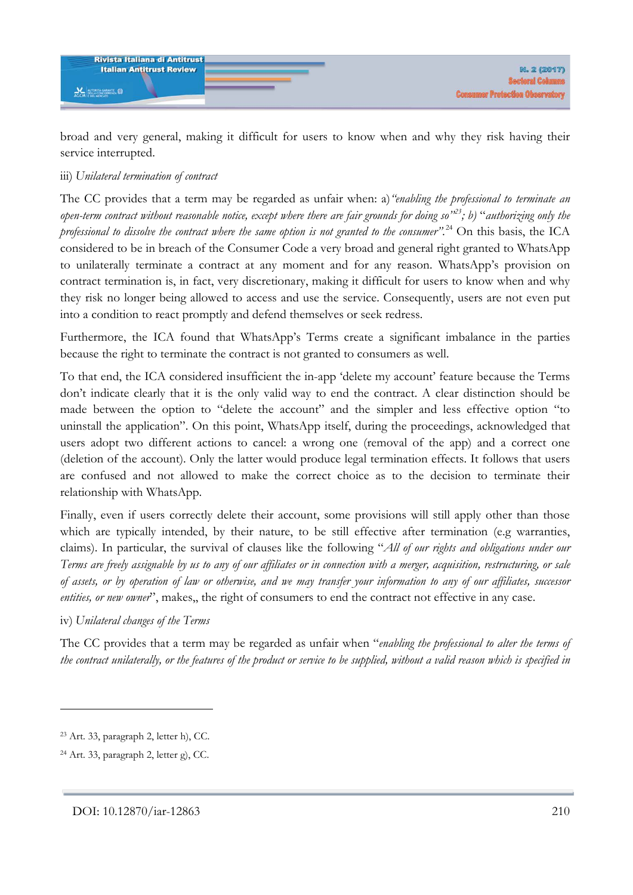broad and very general, making it difficult for users to know when and why they risk having their service interrupted.

iii) *Unilateral termination of contract*

The CC provides that a term may be regarded as unfair when: a) *"enabling the professional to terminate an open-term contract without reasonable notice, except where there are fair grounds for doing so"*[23]; b) "*authorizing only the professional to dissolve the contract where the same option is not granted to the consumer*".[24] On this basis, the ICA considered to be in breach of the Consumer Code a very broad and general right granted to WhatsApp to unilaterally terminate a contract at any moment and for any reason. WhatsApp's provision on contract termination is, in fact, very discretionary, making it difficult for users to know when and why they risk no longer being allowed to access and use the service. Consequently, users are not even put into a condition to react promptly and defend themselves or seek redress.

Furthermore, the ICA found that WhatsApp's Terms create a significant imbalance in the parties because the right to terminate the contract is not granted to consumers as well.

To that end, the ICA considered insufficient the in-app 'delete my account' feature because the Terms don't indicate clearly that it is the only valid way to end the contract. A clear distinction should be made between the option to "delete the account" and the simpler and less effective option "to uninstall the application". On this point, WhatsApp itself, during the proceedings, acknowledged that users adopt two different actions to cancel: a wrong one (removal of the app) and a correct one (deletion of the account). Only the latter would produce legal termination effects. It follows that users are confused and not allowed to make the correct choice as to the decision to terminate their relationship with WhatsApp.

Finally, even if users correctly delete their account, some provisions will still apply other than those which are typically intended, by their nature, to be still effective after termination (e.g warranties, claims). In particular, the survival of clauses like the following "*All of our rights and obligations under our Terms are freely assignable by us to any of our affiliates or in connection with a merger, acquisition, restructuring, or sale of assets, or by operation of law or otherwise, and we may transfer your information to any of our affiliates, successor entities, or new owner*", makes,, the right of consumers to end the contract not effective in any case.

iv) *Unilateral changes of the Terms*

The CC provides that a term may be regarded as unfair when "*enabling the professional to alter the terms of the contract unilaterally, or the features of the product or service to be supplied, without a valid reason which is specified in*

---

[23] Art. 33, paragraph 2, letter h), CC.

[24] Art. 33, paragraph 2, letter g), CC.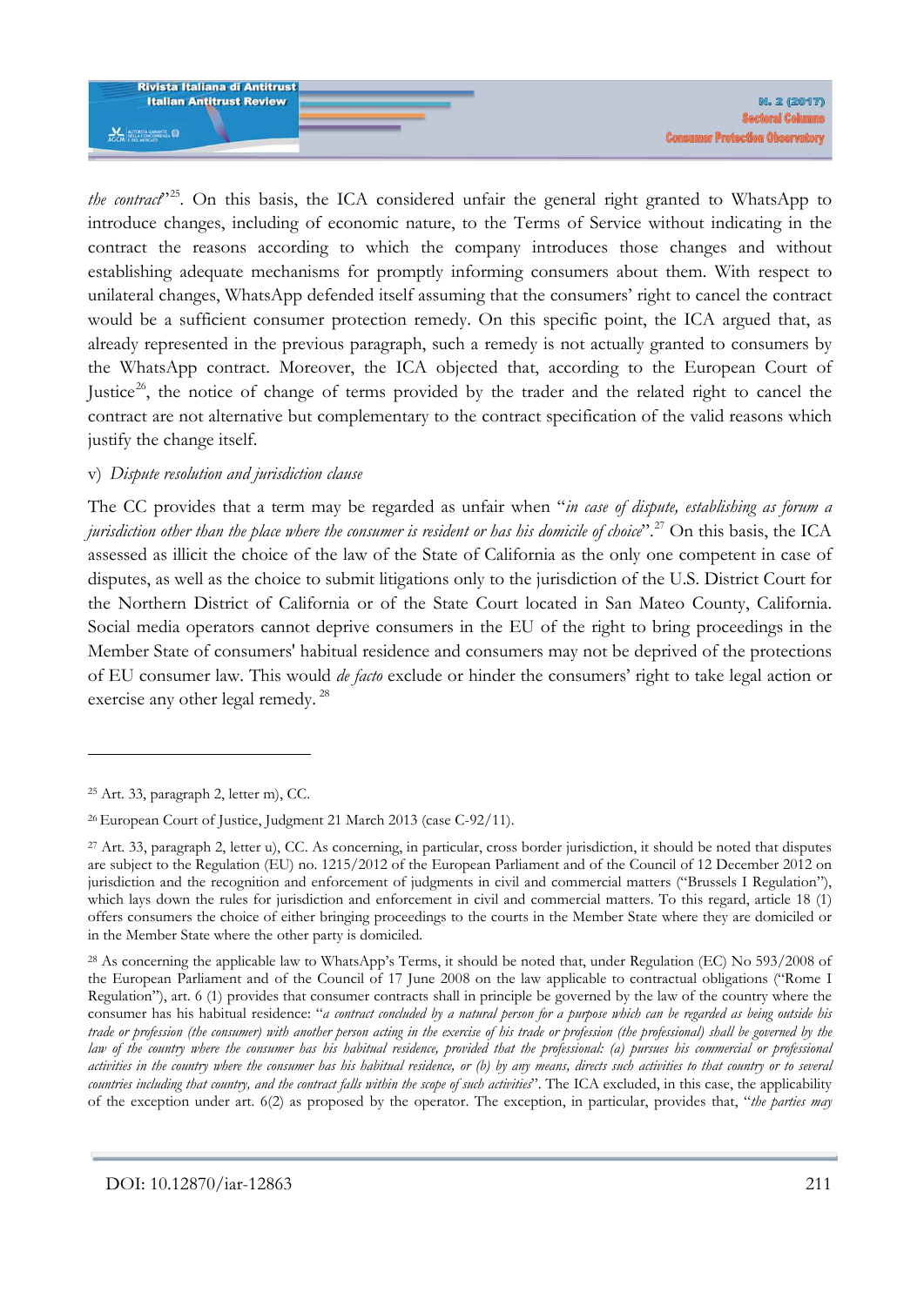*the contract*"[25]. On this basis, the ICA considered unfair the general right granted to WhatsApp to introduce changes, including of economic nature, to the Terms of Service without indicating in the contract the reasons according to which the company introduces those changes and without establishing adequate mechanisms for promptly informing consumers about them. With respect to unilateral changes, WhatsApp defended itself assuming that the consumers' right to cancel the contract would be a sufficient consumer protection remedy. On this specific point, the ICA argued that, as already represented in the previous paragraph, such a remedy is not actually granted to consumers by the WhatsApp contract. Moreover, the ICA objected that, according to the European Court of Justice[26], the notice of change of terms provided by the trader and the related right to cancel the contract are not alternative but complementary to the contract specification of the valid reasons which justify the change itself.

v) *Dispute resolution and jurisdiction clause*

The CC provides that a term may be regarded as unfair when "*in case of dispute, establishing as forum a jurisdiction other than the place where the consumer is resident or has his domicile of choice*".[27] On this basis, the ICA assessed as illicit the choice of the law of the State of California as the only one competent in case of disputes, as well as the choice to submit litigations only to the jurisdiction of the U.S. District Court for the Northern District of California or of the State Court located in San Mateo County, California. Social media operators cannot deprive consumers in the EU of the right to bring proceedings in the Member State of consumers' habitual residence and consumers may not be deprived of the protections of EU consumer law. This would *de facto* exclude or hinder the consumers' right to take legal action or exercise any other legal remedy. [28]

---

[25] Art. 33, paragraph 2, letter m), CC.

[26] European Court of Justice, Judgment 21 March 2013 (case C-92/11).

[27] Art. 33, paragraph 2, letter u), CC. As concerning, in particular, cross border jurisdiction, it should be noted that disputes are subject to the Regulation (EU) no. 1215/2012 of the European Parliament and of the Council of 12 December 2012 on jurisdiction and the recognition and enforcement of judgments in civil and commercial matters ("Brussels I Regulation"), which lays down the rules for jurisdiction and enforcement in civil and commercial matters. To this regard, article 18 (1) offers consumers the choice of either bringing proceedings to the courts in the Member State where they are domiciled or in the Member State where the other party is domiciled.

[28] As concerning the applicable law to WhatsApp's Terms, it should be noted that, under Regulation (EC) No 593/2008 of the European Parliament and of the Council of 17 June 2008 on the law applicable to contractual obligations ("Rome I Regulation"), art. 6 (1) provides that consumer contracts shall in principle be governed by the law of the country where the consumer has his habitual residence: "*a contract concluded by a natural person for a purpose which can be regarded as being outside his trade or profession (the consumer) with another person acting in the exercise of his trade or profession (the professional) shall be governed by the law of the country where the consumer has his habitual residence, provided that the professional: (a) pursues his commercial or professional activities in the country where the consumer has his habitual residence, or (b) by any means, directs such activities to that country or to several countries including that country, and the contract falls within the scope of such activities*". The ICA excluded, in this case, the applicability of the exception under art. 6(2) as proposed by the operator. The exception, in particular, provides that, "*the parties may*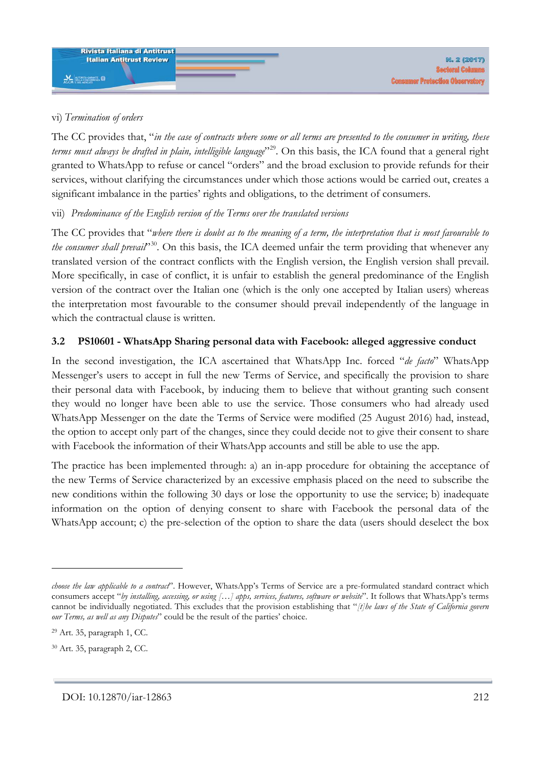vi) *Termination of orders*

The CC provides that, "*in the case of contracts where some or all terms are presented to the consumer in writing, these terms must always be drafted in plain, intelligible language*"[29]. On this basis, the ICA found that a general right granted to WhatsApp to refuse or cancel "orders" and the broad exclusion to provide refunds for their services, without clarifying the circumstances under which those actions would be carried out, creates a significant imbalance in the parties' rights and obligations, to the detriment of consumers.

vii) *Predominance of the English version of the Terms over the translated versions*

The CC provides that "*where there is doubt as to the meaning of a term, the interpretation that is most favourable to the consumer shall prevail*"[30]. On this basis, the ICA deemed unfair the term providing that whenever any translated version of the contract conflicts with the English version, the English version shall prevail. More specifically, in case of conflict, it is unfair to establish the general predominance of the English version of the contract over the Italian one (which is the only one accepted by Italian users) whereas the interpretation most favourable to the consumer should prevail independently of the language in which the contractual clause is written.

### 3.2 PS10601 - WhatsApp Sharing personal data with Facebook: alleged aggressive conduct

In the second investigation, the ICA ascertained that WhatsApp Inc. forced "*de facto*" WhatsApp Messenger's users to accept in full the new Terms of Service, and specifically the provision to share their personal data with Facebook, by inducing them to believe that without granting such consent they would no longer have been able to use the service. Those consumers who had already used WhatsApp Messenger on the date the Terms of Service were modified (25 August 2016) had, instead, the option to accept only part of the changes, since they could decide not to give their consent to share with Facebook the information of their WhatsApp accounts and still be able to use the app.

The practice has been implemented through: a) an in-app procedure for obtaining the acceptance of the new Terms of Service characterized by an excessive emphasis placed on the need to subscribe the new conditions within the following 30 days or lose the opportunity to use the service; b) inadequate information on the option of denying consent to share with Facebook the personal data of the WhatsApp account; c) the pre-selection of the option to share the data (users should deselect the box

---

*choose the law applicable to a contract*". However, WhatsApp's Terms of Service are a pre-formulated standard contract which consumers accept "*by installing, accessing, or using […] apps, services, features, software or website*". It follows that WhatsApp's terms cannot be individually negotiated. This excludes that the provision establishing that "*[t]he laws of the State of California govern our Terms, as well as any Disputes*" could be the result of the parties' choice.

[29] Art. 35, paragraph 1, CC.

[30] Art. 35, paragraph 2, CC.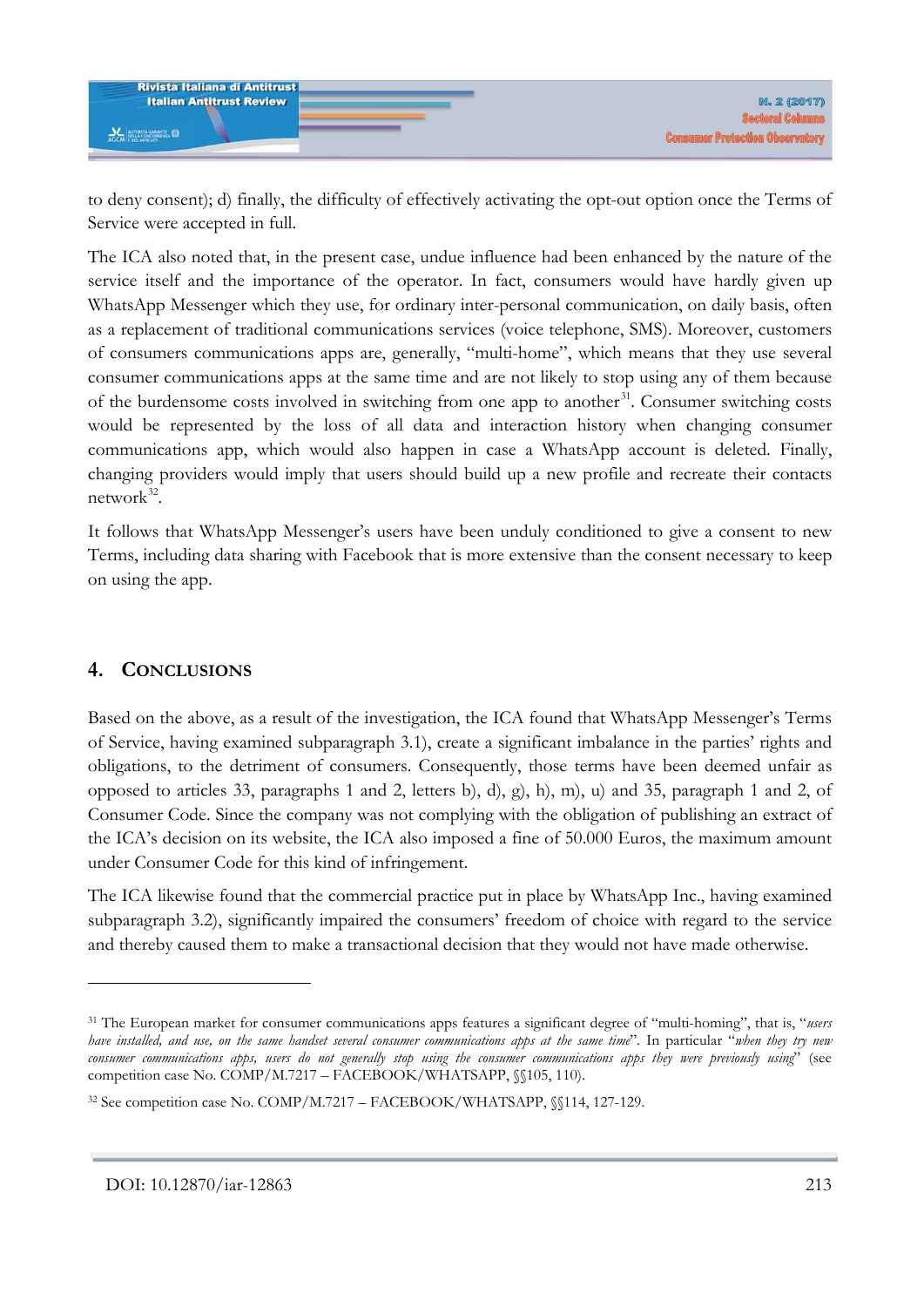to deny consent); d) finally, the difficulty of effectively activating the opt-out option once the Terms of Service were accepted in full.

The ICA also noted that, in the present case, undue influence had been enhanced by the nature of the service itself and the importance of the operator. In fact, consumers would have hardly given up WhatsApp Messenger which they use, for ordinary inter-personal communication, on daily basis, often as a replacement of traditional communications services (voice telephone, SMS). Moreover, customers of consumers communications apps are, generally, "multi-home", which means that they use several consumer communications apps at the same time and are not likely to stop using any of them because of the burdensome costs involved in switching from one app to another[31]. Consumer switching costs would be represented by the loss of all data and interaction history when changing consumer communications app, which would also happen in case a WhatsApp account is deleted. Finally, changing providers would imply that users should build up a new profile and recreate their contacts network[32].

It follows that WhatsApp Messenger's users have been unduly conditioned to give a consent to new Terms, including data sharing with Facebook that is more extensive than the consent necessary to keep on using the app.

## 4. Conclusions

Based on the above, as a result of the investigation, the ICA found that WhatsApp Messenger's Terms of Service, having examined subparagraph 3.1), create a significant imbalance in the parties' rights and obligations, to the detriment of consumers. Consequently, those terms have been deemed unfair as opposed to articles 33, paragraphs 1 and 2, letters b), d), g), h), m), u) and 35, paragraph 1 and 2, of Consumer Code. Since the company was not complying with the obligation of publishing an extract of the ICA's decision on its website, the ICA also imposed a fine of 50.000 Euros, the maximum amount under Consumer Code for this kind of infringement.

The ICA likewise found that the commercial practice put in place by WhatsApp Inc., having examined subparagraph 3.2), significantly impaired the consumers' freedom of choice with regard to the service and thereby caused them to make a transactional decision that they would not have made otherwise.

---

[31] The European market for consumer communications apps features a significant degree of "multi-homing", that is, "*users have installed, and use, on the same handset several consumer communications apps at the same time*". In particular "*when they try new consumer communications apps, users do not generally stop using the consumer communications apps they were previously using*" (see competition case No. COMP/M.7217 – FACEBOOK/WHATSAPP, §§105, 110).

[32] See competition case No. COMP/M.7217 – FACEBOOK/WHATSAPP, §§114, 127-129.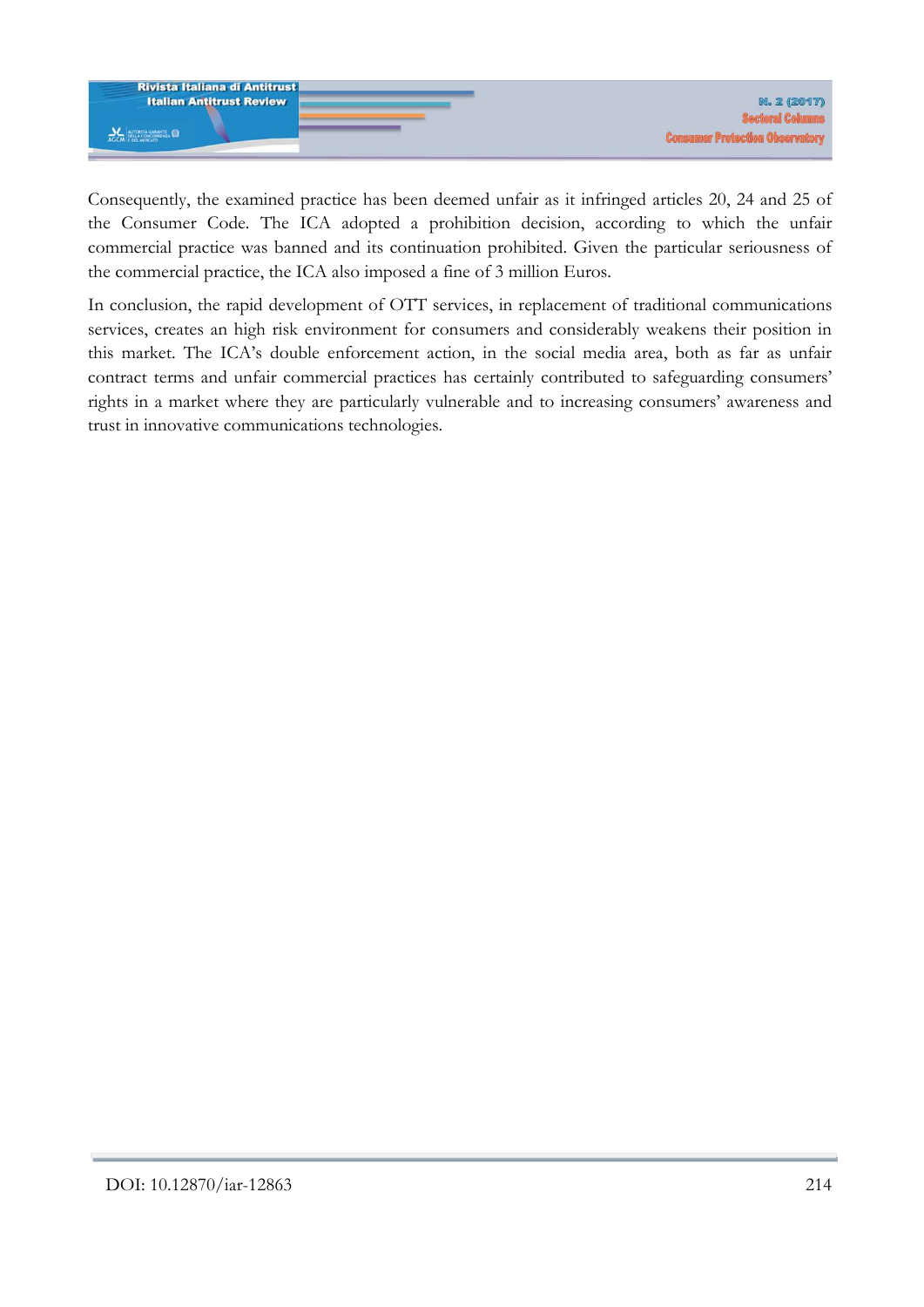Consequently, the examined practice has been deemed unfair as it infringed articles 20, 24 and 25 of the Consumer Code. The ICA adopted a prohibition decision, according to which the unfair commercial practice was banned and its continuation prohibited. Given the particular seriousness of the commercial practice, the ICA also imposed a fine of 3 million Euros.

In conclusion, the rapid development of OTT services, in replacement of traditional communications services, creates an high risk environment for consumers and considerably weakens their position in this market. The ICA's double enforcement action, in the social media area, both as far as unfair contract terms and unfair commercial practices has certainly contributed to safeguarding consumers' rights in a market where they are particularly vulnerable and to increasing consumers' awareness and trust in innovative communications technologies.